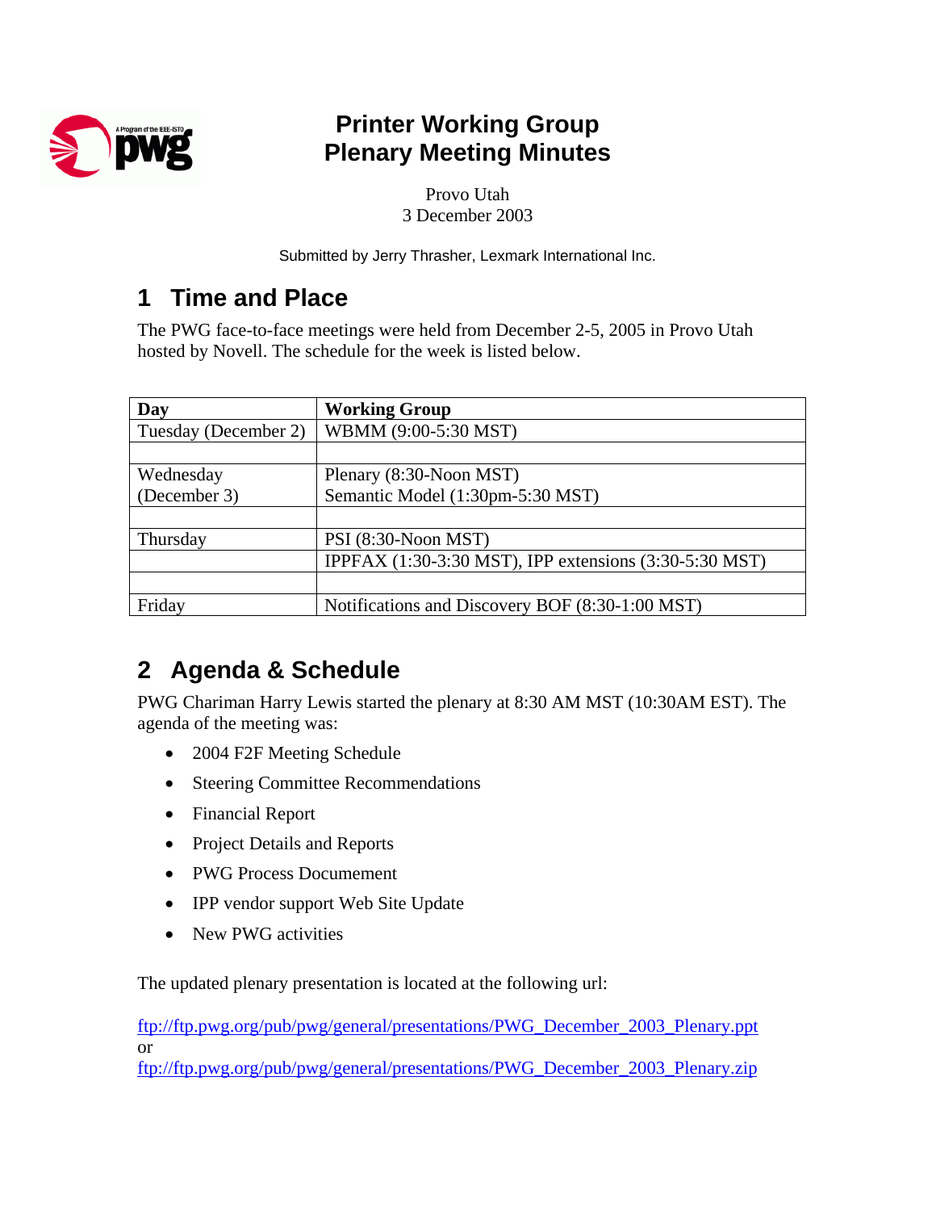# Printer Working Group
# Plenary Meeting Minutes

Provo Utah
3 December 2003

Submitted by Jerry Thrasher, Lexmark International Inc.

## 1 Time and Place

The PWG face-to-face meetings were held from December 2-5, 2005 in Provo Utah hosted by Novell. The schedule for the week is listed below.

| Day | Working Group |
|---|---|
| Tuesday (December 2) | WBMM (9:00-5:30 MST) |
| | |
| Wednesday (December 3) | Plenary (8:30-Noon MST)<br>Semantic Model (1:30pm-5:30 MST) |
| | |
| Thursday | PSI (8:30-Noon MST) |
| | IPPFAX (1:30-3:30 MST), IPP extensions (3:30-5:30 MST) |
| | |
| Friday | Notifications and Discovery BOF (8:30-1:00 MST) |

## 2 Agenda & Schedule

PWG Chariman Harry Lewis started the plenary at 8:30 AM MST (10:30AM EST). The agenda of the meeting was:

- 2004 F2F Meeting Schedule
- Steering Committee Recommendations
- Financial Report
- Project Details and Reports
- PWG Process Documement
- IPP vendor support Web Site Update
- New PWG activities

The updated plenary presentation is located at the following url:

ftp://ftp.pwg.org/pub/pwg/general/presentations/PWG_December_2003_Plenary.ppt
or
ftp://ftp.pwg.org/pub/pwg/general/presentations/PWG_December_2003_Plenary.zip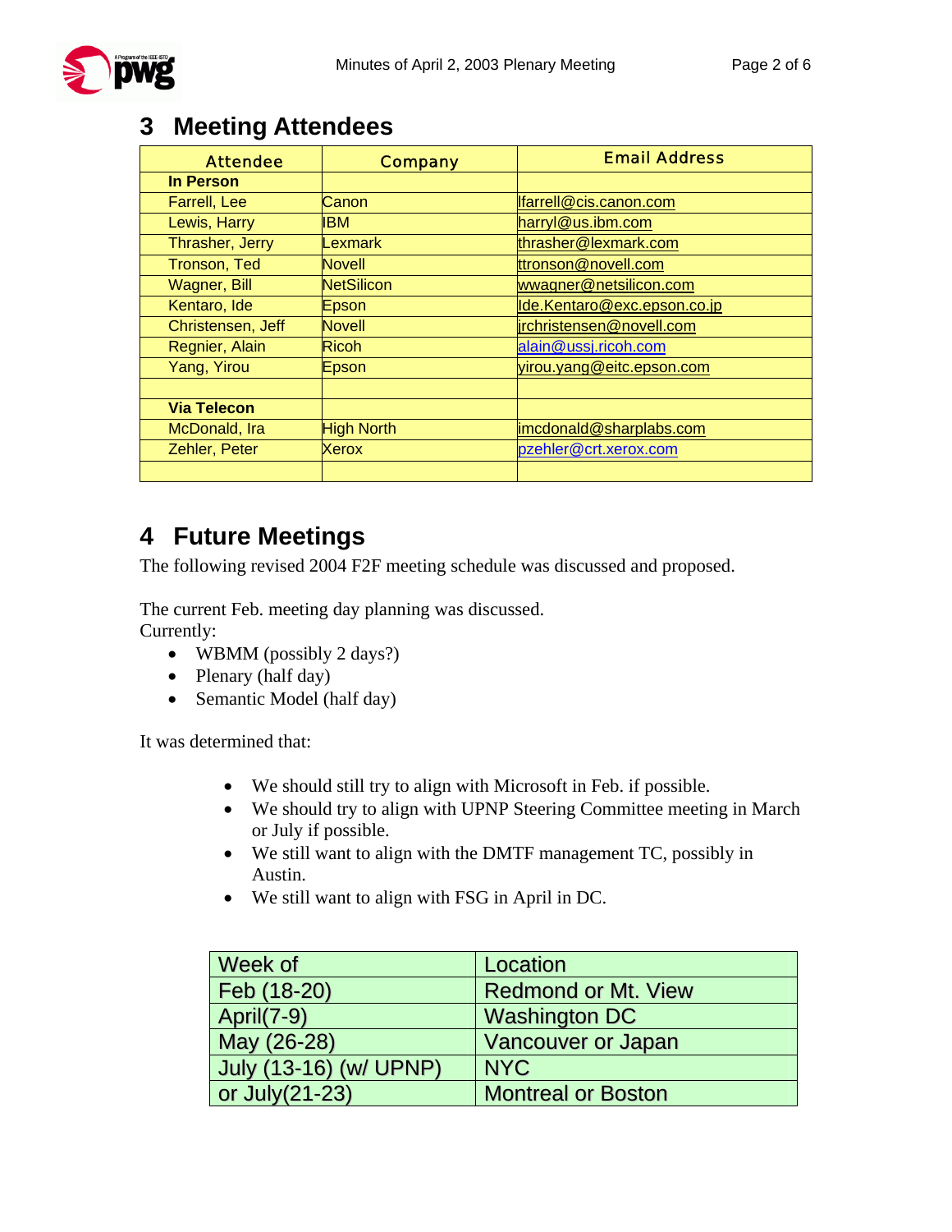# 3 Meeting Attendees

| Attendee | Company | Email Address |
|---|---|---|
| **In Person** | | |
| Farrell, Lee | Canon | lfarrell@cis.canon.com |
| Lewis, Harry | IBM | harryl@us.ibm.com |
| Thrasher, Jerry | Lexmark | thrasher@lexmark.com |
| Tronson, Ted | Novell | ttronson@novell.com |
| Wagner, Bill | NetSilicon | wwagner@netsilicon.com |
| Kentaro, Ide | Epson | Ide.Kentaro@exc.epson.co.jp |
| Christensen, Jeff | Novell | jrchristensen@novell.com |
| Regnier, Alain | Ricoh | alain@ussj.ricoh.com |
| Yang, Yirou | Epson | yirou.yang@eitc.epson.com |
| | | |
| **Via Telecon** | | |
| McDonald, Ira | High North | imcdonald@sharplabs.com |
| Zehler, Peter | Xerox | pzehler@crt.xerox.com |
| | | |

# 4 Future Meetings

The following revised 2004 F2F meeting schedule was discussed and proposed.

The current Feb. meeting day planning was discussed.
Currently:

- WBMM (possibly 2 days?)
- Plenary (half day)
- Semantic Model (half day)

It was determined that:

- We should still try to align with Microsoft in Feb. if possible.
- We should try to align with UPNP Steering Committee meeting in March or July if possible.
- We still want to align with the DMTF management TC, possibly in Austin.
- We still want to align with FSG in April in DC.

| Week of | Location |
|---|---|
| Feb (18-20) | Redmond or Mt. View |
| April(7-9) | Washington DC |
| May (26-28) | Vancouver or Japan |
| July (13-16) (w/ UPNP) | NYC |
| or July(21-23) | Montreal or Boston |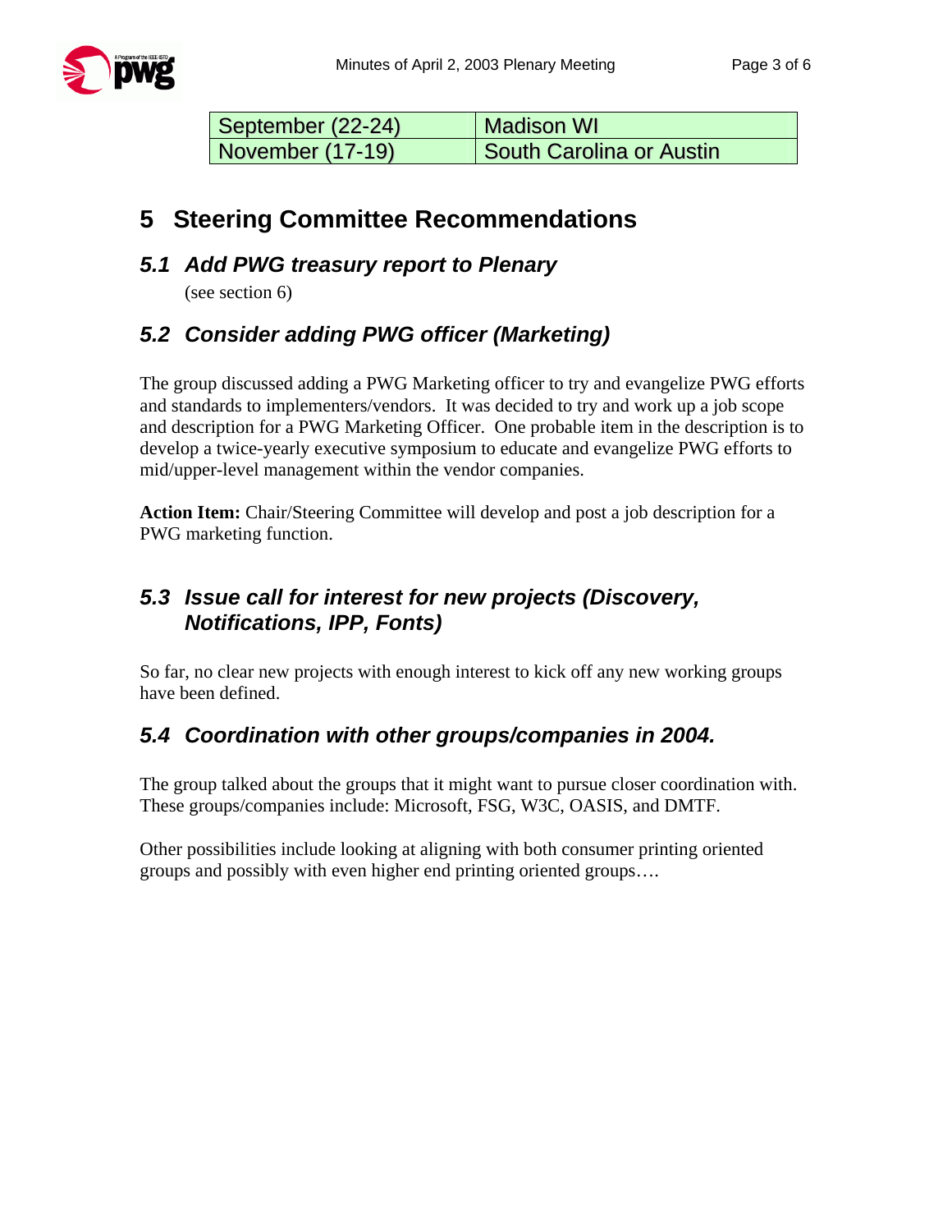| September (22-24) | Madison WI |
|---|---|
| November (17-19) | South Carolina or Austin |

# 5 Steering Committee Recommendations

## 5.1 *Add PWG treasury report to Plenary*

(see section 6)

## 5.2 *Consider adding PWG officer (Marketing)*

The group discussed adding a PWG Marketing officer to try and evangelize PWG efforts and standards to implementers/vendors. It was decided to try and work up a job scope and description for a PWG Marketing Officer. One probable item in the description is to develop a twice-yearly executive symposium to educate and evangelize PWG efforts to mid/upper-level management within the vendor companies.

**Action Item:** Chair/Steering Committee will develop and post a job description for a PWG marketing function.

## 5.3 *Issue call for interest for new projects (Discovery, Notifications, IPP, Fonts)*

So far, no clear new projects with enough interest to kick off any new working groups have been defined.

## 5.4 *Coordination with other groups/companies in 2004.*

The group talked about the groups that it might want to pursue closer coordination with. These groups/companies include: Microsoft, FSG, W3C, OASIS, and DMTF.

Other possibilities include looking at aligning with both consumer printing oriented groups and possibly with even higher end printing oriented groups….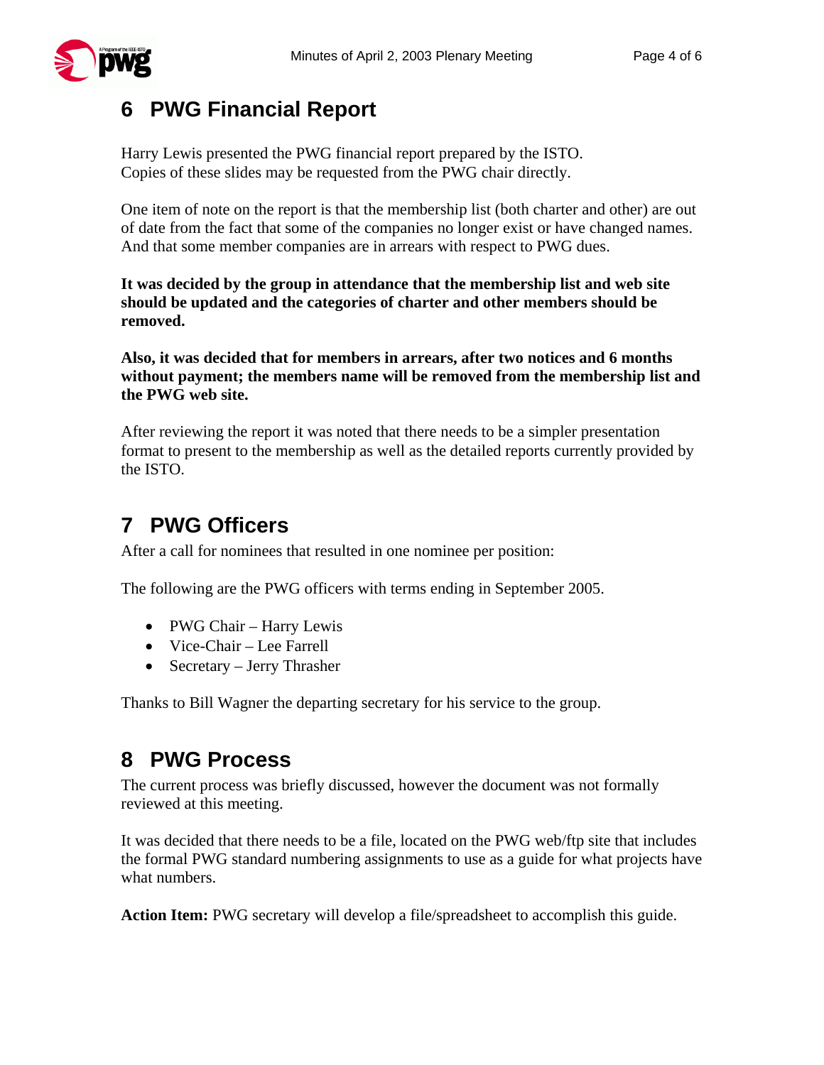# 6 PWG Financial Report

Harry Lewis presented the PWG financial report prepared by the ISTO. Copies of these slides may be requested from the PWG chair directly.

One item of note on the report is that the membership list (both charter and other) are out of date from the fact that some of the companies no longer exist or have changed names. And that some member companies are in arrears with respect to PWG dues.

**It was decided by the group in attendance that the membership list and web site should be updated and the categories of charter and other members should be removed.**

**Also, it was decided that for members in arrears, after two notices and 6 months without payment; the members name will be removed from the membership list and the PWG web site.**

After reviewing the report it was noted that there needs to be a simpler presentation format to present to the membership as well as the detailed reports currently provided by the ISTO.

# 7 PWG Officers

After a call for nominees that resulted in one nominee per position:

The following are the PWG officers with terms ending in September 2005.

- PWG Chair – Harry Lewis
- Vice-Chair – Lee Farrell
- Secretary – Jerry Thrasher

Thanks to Bill Wagner the departing secretary for his service to the group.

# 8 PWG Process

The current process was briefly discussed, however the document was not formally reviewed at this meeting.

It was decided that there needs to be a file, located on the PWG web/ftp site that includes the formal PWG standard numbering assignments to use as a guide for what projects have what numbers.

**Action Item:** PWG secretary will develop a file/spreadsheet to accomplish this guide.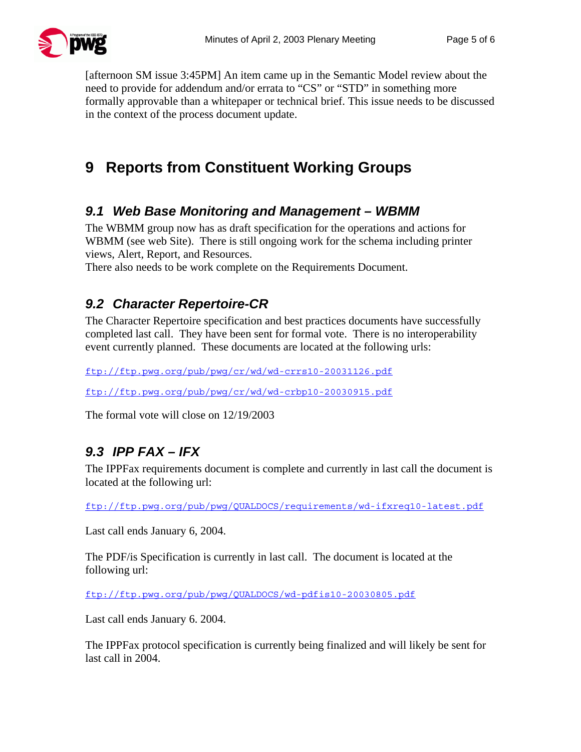[afternoon SM issue 3:45PM] An item came up in the Semantic Model review about the need to provide for addendum and/or errata to "CS" or "STD" in something more formally approvable than a whitepaper or technical brief. This issue needs to be discussed in the context of the process document update.

# 9 Reports from Constituent Working Groups

## 9.1 Web Base Monitoring and Management – WBMM

The WBMM group now has as draft specification for the operations and actions for WBMM (see web Site). There is still ongoing work for the schema including printer views, Alert, Report, and Resources.
There also needs to be work complete on the Requirements Document.

## 9.2 Character Repertoire-CR

The Character Repertoire specification and best practices documents have successfully completed last call. They have been sent for formal vote. There is no interoperability event currently planned. These documents are located at the following urls:

ftp://ftp.pwg.org/pub/pwg/cr/wd/wd-crrs10-20031126.pdf

ftp://ftp.pwg.org/pub/pwg/cr/wd/wd-crbp10-20030915.pdf

The formal vote will close on 12/19/2003

## 9.3 IPP FAX – IFX

The IPPFax requirements document is complete and currently in last call the document is located at the following url:

ftp://ftp.pwg.org/pub/pwg/QUALDOCS/requirements/wd-ifxreq10-latest.pdf

Last call ends January 6, 2004.

The PDF/is Specification is currently in last call. The document is located at the following url:

ftp://ftp.pwg.org/pub/pwg/QUALDOCS/wd-pdfis10-20030805.pdf

Last call ends January 6. 2004.

The IPPFax protocol specification is currently being finalized and will likely be sent for last call in 2004.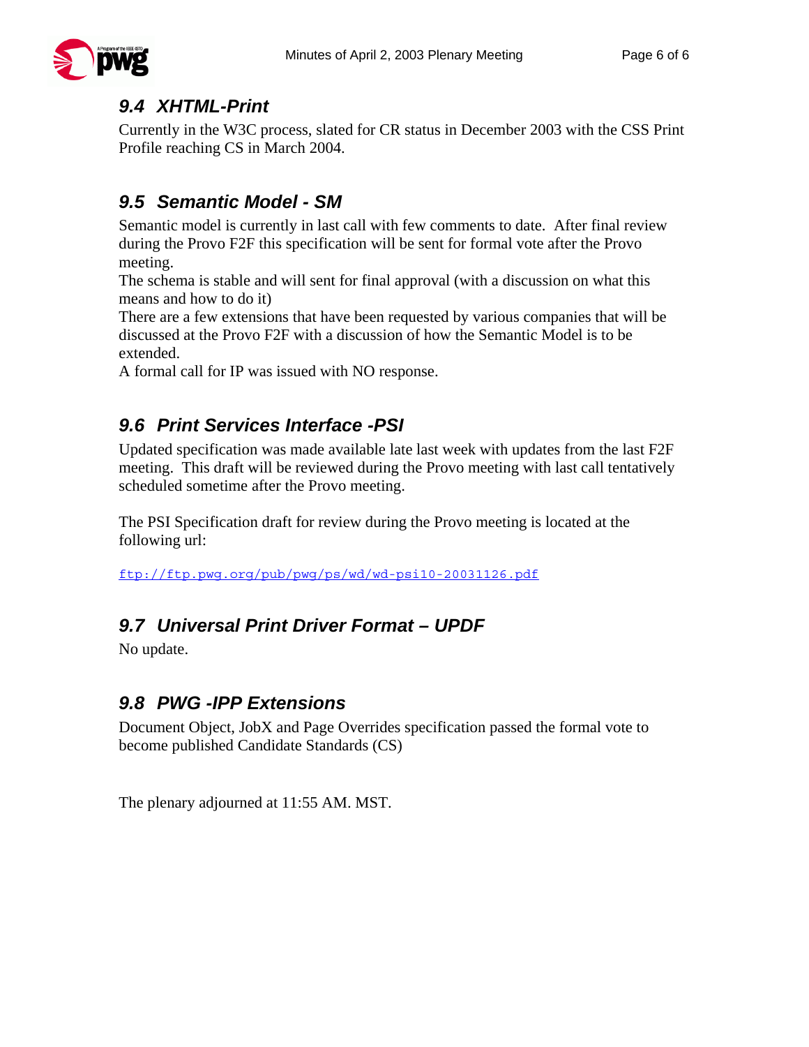## 9.4 XHTML-Print

Currently in the W3C process, slated for CR status in December 2003 with the CSS Print Profile reaching CS in March 2004.

## 9.5 Semantic Model - SM

Semantic model is currently in last call with few comments to date. After final review during the Provo F2F this specification will be sent for formal vote after the Provo meeting.

The schema is stable and will sent for final approval (with a discussion on what this means and how to do it)

There are a few extensions that have been requested by various companies that will be discussed at the Provo F2F with a discussion of how the Semantic Model is to be extended.

A formal call for IP was issued with NO response.

## 9.6 Print Services Interface -PSI

Updated specification was made available late last week with updates from the last F2F meeting. This draft will be reviewed during the Provo meeting with last call tentatively scheduled sometime after the Provo meeting.

The PSI Specification draft for review during the Provo meeting is located at the following url:

ftp://ftp.pwg.org/pub/pwg/ps/wd/wd-psi10-20031126.pdf

## 9.7 Universal Print Driver Format – UPDF

No update.

## 9.8 PWG -IPP Extensions

Document Object, JobX and Page Overrides specification passed the formal vote to become published Candidate Standards (CS)

The plenary adjourned at 11:55 AM. MST.